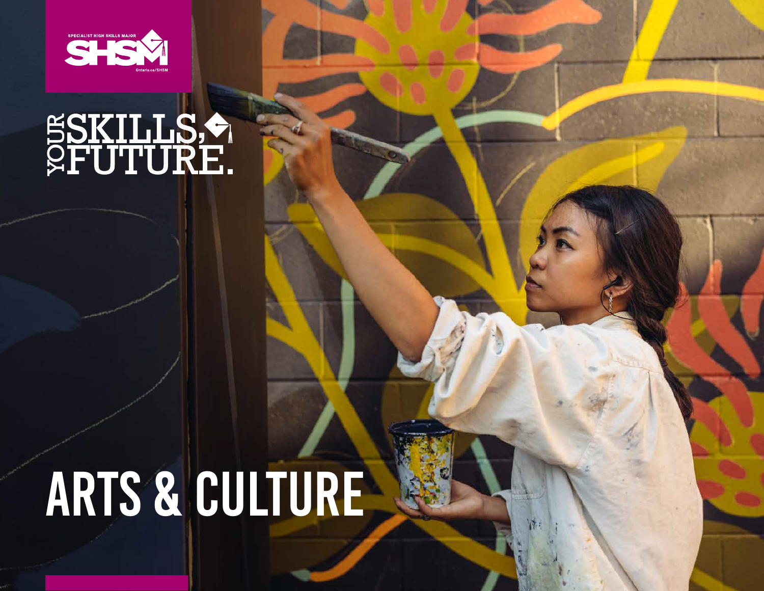SPECIALIST HIGH SKILLS MAJOR

SHSM

Ontario.ca/SHSM

YOUR SKILLS, YOUR FUTURE.

# ARTS & CULTURE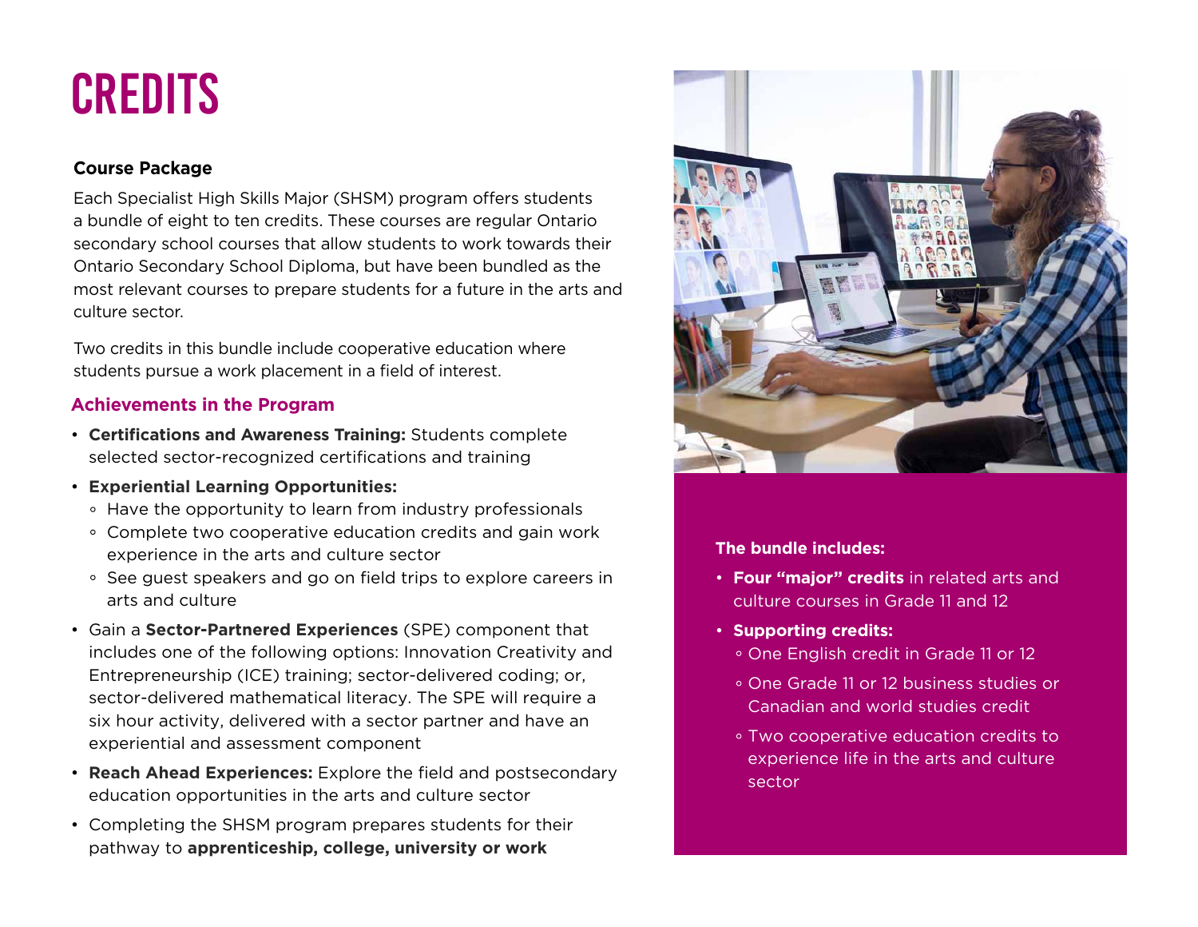# CREDITS

**Course Package**

Each Specialist High Skills Major (SHSM) program offers students a bundle of eight to ten credits. These courses are regular Ontario secondary school courses that allow students to work towards their Ontario Secondary School Diploma, but have been bundled as the most relevant courses to prepare students for a future in the arts and culture sector.

Two credits in this bundle include cooperative education where students pursue a work placement in a field of interest.

## Achievements in the Program

- **Certifications and Awareness Training:** Students complete selected sector-recognized certifications and training
- **Experiential Learning Opportunities:**
  - Have the opportunity to learn from industry professionals
  - Complete two cooperative education credits and gain work experience in the arts and culture sector
  - See guest speakers and go on field trips to explore careers in arts and culture
- Gain a **Sector-Partnered Experiences** (SPE) component that includes one of the following options: Innovation Creativity and Entrepreneurship (ICE) training; sector-delivered coding; or, sector-delivered mathematical literacy. The SPE will require a six hour activity, delivered with a sector partner and have an experiential and assessment component
- **Reach Ahead Experiences:** Explore the field and postsecondary education opportunities in the arts and culture sector
- Completing the SHSM program prepares students for their pathway to **apprenticeship, college, university or work**

**The bundle includes:**

- **Four "major" credits** in related arts and culture courses in Grade 11 and 12
- **Supporting credits:**
  - One English credit in Grade 11 or 12
  - One Grade 11 or 12 business studies or Canadian and world studies credit
  - Two cooperative education credits to experience life in the arts and culture sector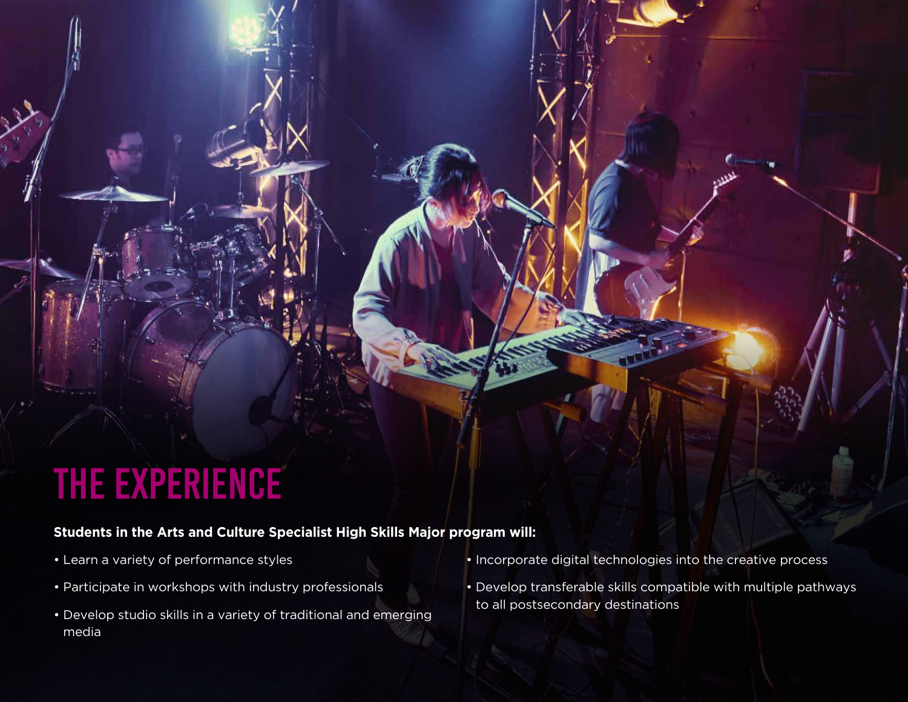# THE EXPERIENCE

**Students in the Arts and Culture Specialist High Skills Major program will:**

- Learn a variety of performance styles
- Participate in workshops with industry professionals
- Develop studio skills in a variety of traditional and emerging media
- Incorporate digital technologies into the creative process
- Develop transferable skills compatible with multiple pathways to all postsecondary destinations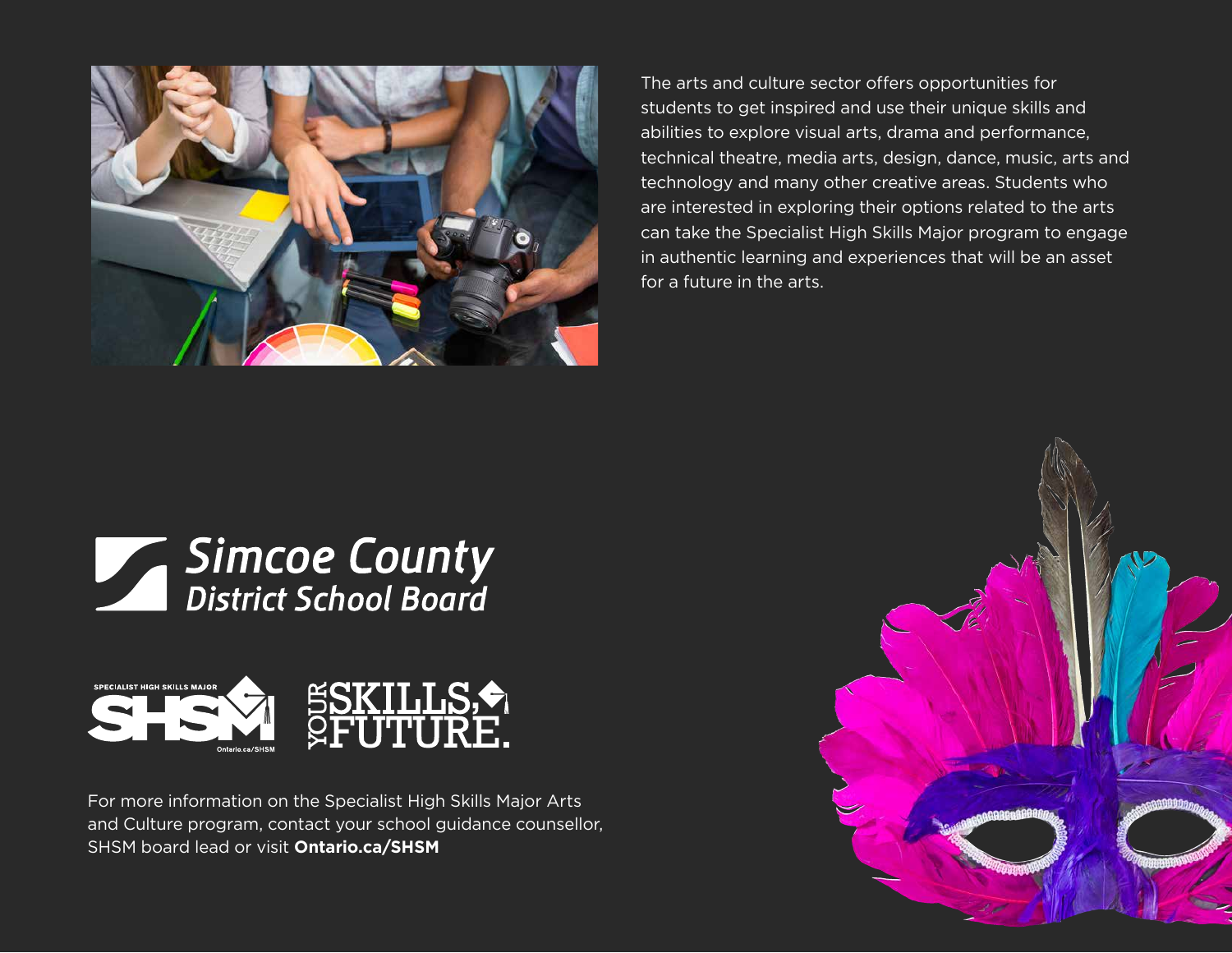The arts and culture sector offers opportunities for students to get inspired and use their unique skills and abilities to explore visual arts, drama and performance, technical theatre, media arts, design, dance, music, arts and technology and many other creative areas. Students who are interested in exploring their options related to the arts can take the Specialist High Skills Major program to engage in authentic learning and experiences that will be an asset for a future in the arts.

Simcoe County District School Board

SPECIALIST HIGH SKILLS MAJOR SHSM Ontario.ca/SHSM

YOUR SKILLS, FUTURE.

For more information on the Specialist High Skills Major Arts and Culture program, contact your school guidance counsellor, SHSM board lead or visit **Ontario.ca/SHSM**